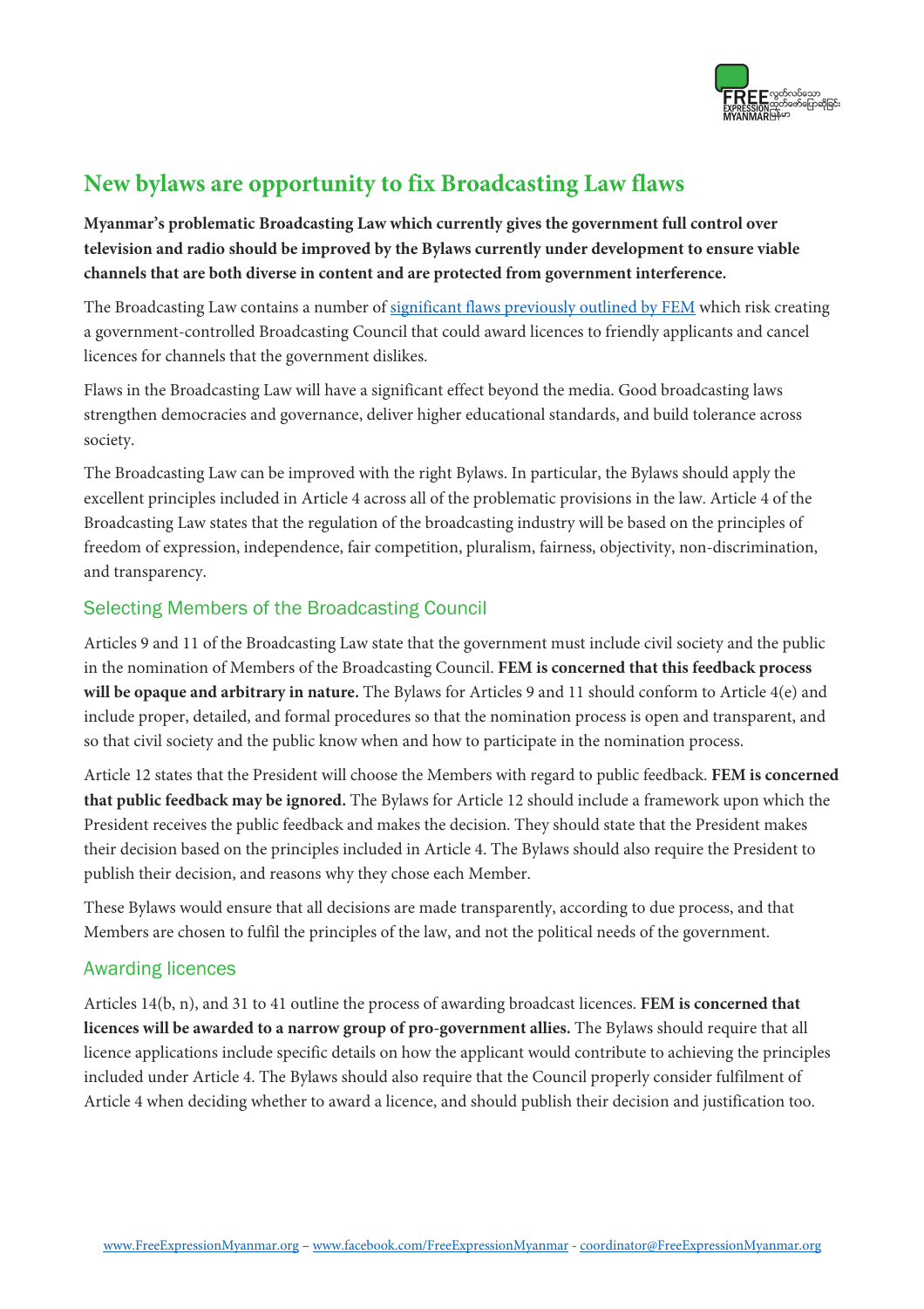# New bylaws are opportunity to fix Broadcasting Law flaws

**Myanmar's problematic Broadcasting Law which currently gives the government full control over television and radio should be improved by the Bylaws currently under development to ensure viable channels that are both diverse in content and are protected from government interference.**

The Broadcasting Law contains a number of [significant flaws previously outlined by FEM] which risk creating a government-controlled Broadcasting Council that could award licences to friendly applicants and cancel licences for channels that the government dislikes.

Flaws in the Broadcasting Law will have a significant effect beyond the media. Good broadcasting laws strengthen democracies and governance, deliver higher educational standards, and build tolerance across society.

The Broadcasting Law can be improved with the right Bylaws. In particular, the Bylaws should apply the excellent principles included in Article 4 across all of the problematic provisions in the law. Article 4 of the Broadcasting Law states that the regulation of the broadcasting industry will be based on the principles of freedom of expression, independence, fair competition, pluralism, fairness, objectivity, non-discrimination, and transparency.

## Selecting Members of the Broadcasting Council

Articles 9 and 11 of the Broadcasting Law state that the government must include civil society and the public in the nomination of Members of the Broadcasting Council. **FEM is concerned that this feedback process will be opaque and arbitrary in nature.** The Bylaws for Articles 9 and 11 should conform to Article 4(e) and include proper, detailed, and formal procedures so that the nomination process is open and transparent, and so that civil society and the public know when and how to participate in the nomination process.

Article 12 states that the President will choose the Members with regard to public feedback. **FEM is concerned that public feedback may be ignored.** The Bylaws for Article 12 should include a framework upon which the President receives the public feedback and makes the decision. They should state that the President makes their decision based on the principles included in Article 4. The Bylaws should also require the President to publish their decision, and reasons why they chose each Member.

These Bylaws would ensure that all decisions are made transparently, according to due process, and that Members are chosen to fulfil the principles of the law, and not the political needs of the government.

## Awarding licences

Articles 14(b, n), and 31 to 41 outline the process of awarding broadcast licences. **FEM is concerned that licences will be awarded to a narrow group of pro-government allies.** The Bylaws should require that all licence applications include specific details on how the applicant would contribute to achieving the principles included under Article 4. The Bylaws should also require that the Council properly consider fulfilment of Article 4 when deciding whether to award a licence, and should publish their decision and justification too.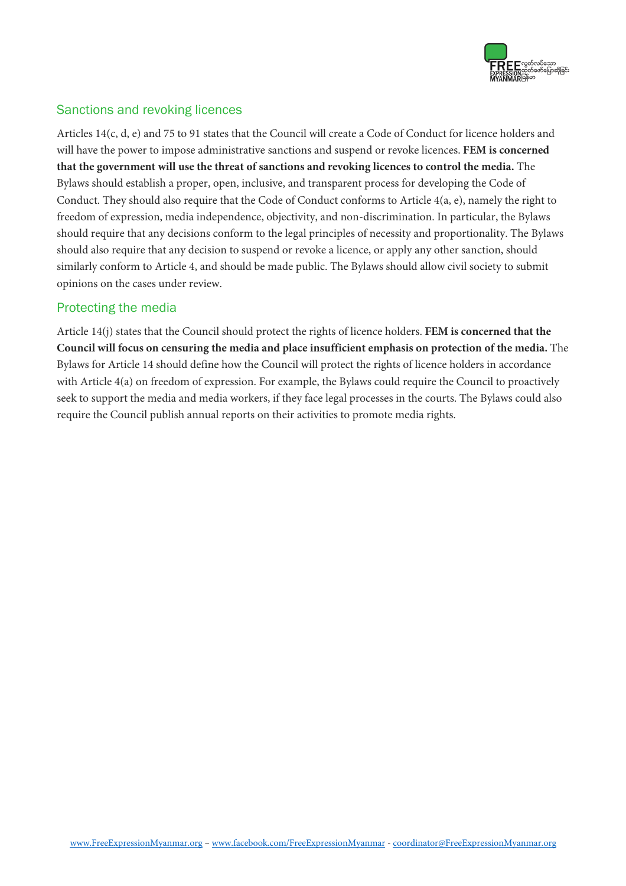## Sanctions and revoking licences

Articles 14(c, d, e) and 75 to 91 states that the Council will create a Code of Conduct for licence holders and will have the power to impose administrative sanctions and suspend or revoke licences. **FEM is concerned that the government will use the threat of sanctions and revoking licences to control the media.** The Bylaws should establish a proper, open, inclusive, and transparent process for developing the Code of Conduct. They should also require that the Code of Conduct conforms to Article 4(a, e), namely the right to freedom of expression, media independence, objectivity, and non-discrimination. In particular, the Bylaws should require that any decisions conform to the legal principles of necessity and proportionality. The Bylaws should also require that any decision to suspend or revoke a licence, or apply any other sanction, should similarly conform to Article 4, and should be made public. The Bylaws should allow civil society to submit opinions on the cases under review.

## Protecting the media

Article 14(j) states that the Council should protect the rights of licence holders. **FEM is concerned that the Council will focus on censuring the media and place insufficient emphasis on protection of the media.** The Bylaws for Article 14 should define how the Council will protect the rights of licence holders in accordance with Article 4(a) on freedom of expression. For example, the Bylaws could require the Council to proactively seek to support the media and media workers, if they face legal processes in the courts. The Bylaws could also require the Council publish annual reports on their activities to promote media rights.